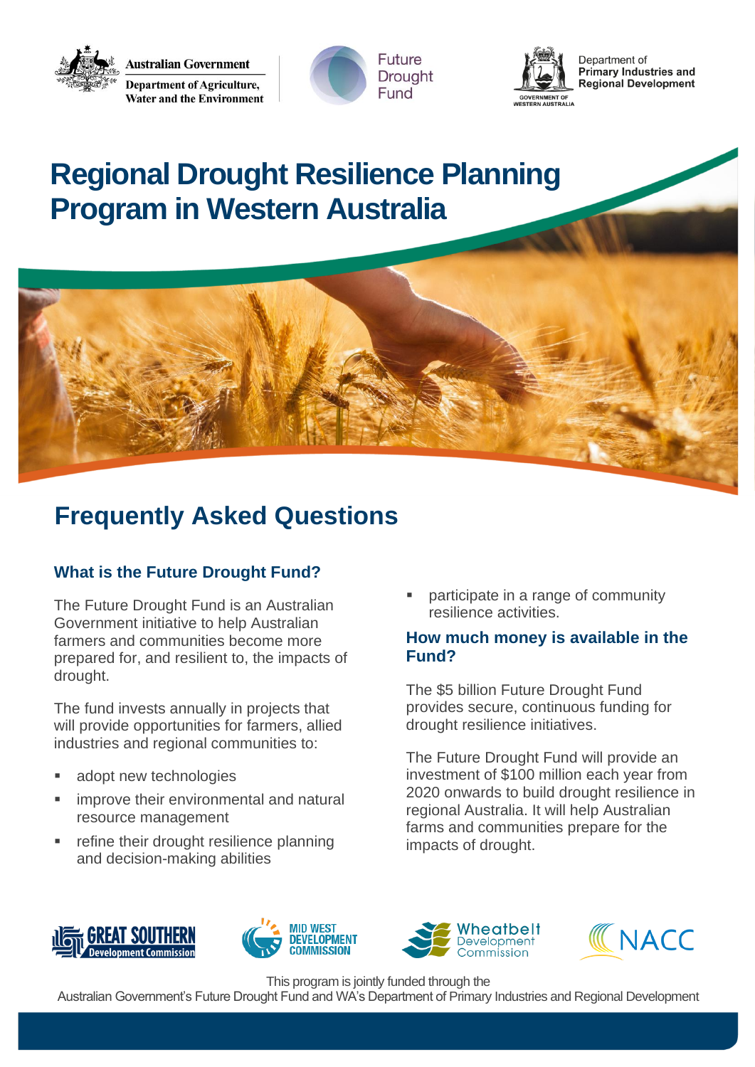Australian Government
Department of Agriculture, Water and the Environment

Future Drought Fund

Department of Primary Industries and Regional Development
GOVERNMENT OF WESTERN AUSTRALIA

# Regional Drought Resilience Planning Program in Western Australia

## Frequently Asked Questions

### What is the Future Drought Fund?

The Future Drought Fund is an Australian Government initiative to help Australian farmers and communities become more prepared for, and resilient to, the impacts of drought.

The fund invests annually in projects that will provide opportunities for farmers, allied industries and regional communities to:

- adopt new technologies
- improve their environmental and natural resource management
- refine their drought resilience planning and decision-making abilities
- participate in a range of community resilience activities.

### How much money is available in the Fund?

The $5 billion Future Drought Fund provides secure, continuous funding for drought resilience initiatives.

The Future Drought Fund will provide an investment of $100 million each year from 2020 onwards to build drought resilience in regional Australia. It will help Australian farms and communities prepare for the impacts of drought.

GREAT SOUTHERN Development Commission | MID WEST DEVELOPMENT COMMISSION | Wheatbelt Development Commission | NACC

This program is jointly funded through the Australian Government's Future Drought Fund and WA's Department of Primary Industries and Regional Development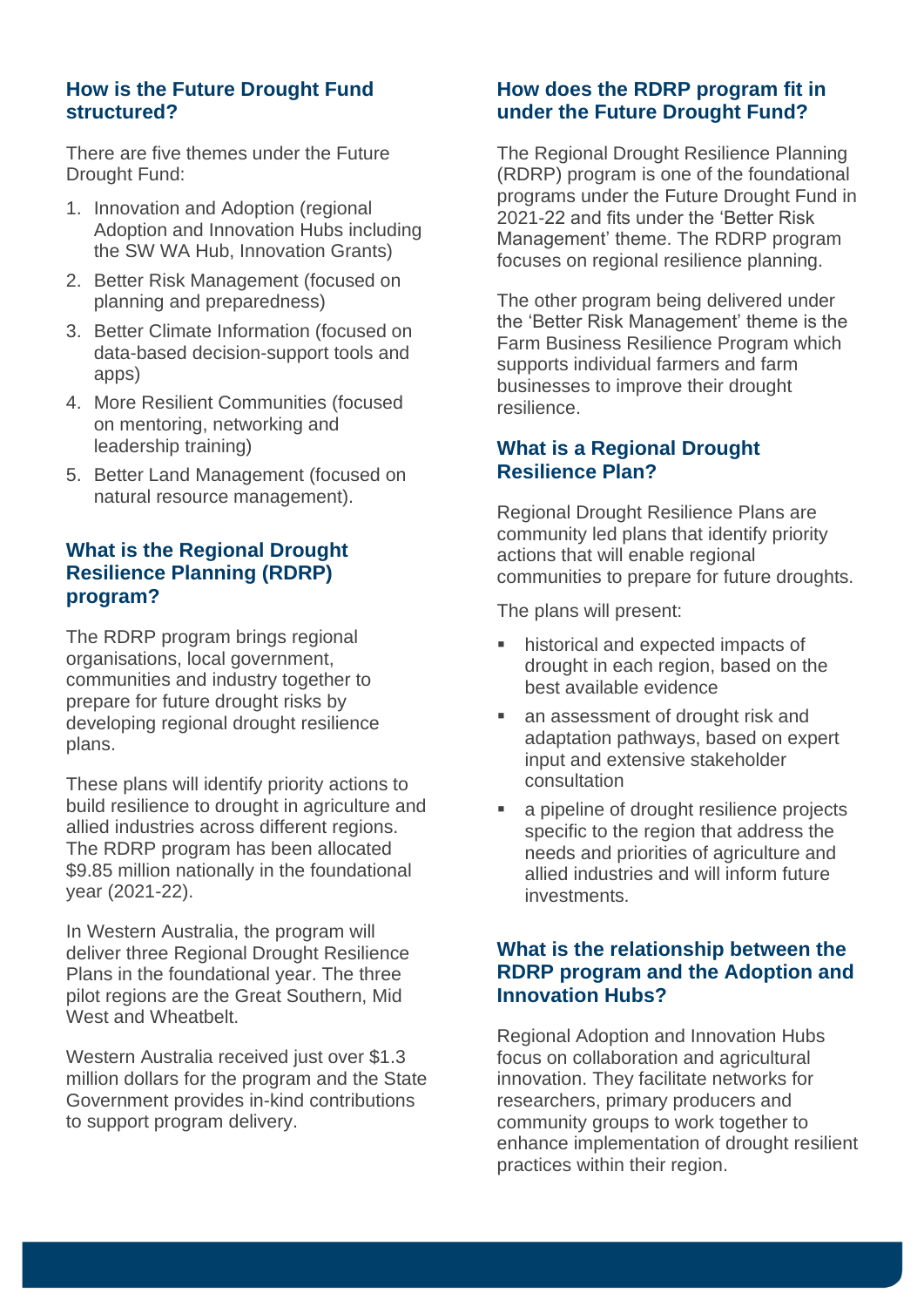## How is the Future Drought Fund structured?

There are five themes under the Future Drought Fund:

1. Innovation and Adoption (regional Adoption and Innovation Hubs including the SW WA Hub, Innovation Grants)
2. Better Risk Management (focused on planning and preparedness)
3. Better Climate Information (focused on data-based decision-support tools and apps)
4. More Resilient Communities (focused on mentoring, networking and leadership training)
5. Better Land Management (focused on natural resource management).

## What is the Regional Drought Resilience Planning (RDRP) program?

The RDRP program brings regional organisations, local government, communities and industry together to prepare for future drought risks by developing regional drought resilience plans.

These plans will identify priority actions to build resilience to drought in agriculture and allied industries across different regions. The RDRP program has been allocated $9.85 million nationally in the foundational year (2021-22).

In Western Australia, the program will deliver three Regional Drought Resilience Plans in the foundational year. The three pilot regions are the Great Southern, Mid West and Wheatbelt.

Western Australia received just over $1.3 million dollars for the program and the State Government provides in-kind contributions to support program delivery.

## How does the RDRP program fit in under the Future Drought Fund?

The Regional Drought Resilience Planning (RDRP) program is one of the foundational programs under the Future Drought Fund in 2021-22 and fits under the 'Better Risk Management' theme. The RDRP program focuses on regional resilience planning.

The other program being delivered under the 'Better Risk Management' theme is the Farm Business Resilience Program which supports individual farmers and farm businesses to improve their drought resilience.

## What is a Regional Drought Resilience Plan?

Regional Drought Resilience Plans are community led plans that identify priority actions that will enable regional communities to prepare for future droughts.

The plans will present:

- historical and expected impacts of drought in each region, based on the best available evidence
- an assessment of drought risk and adaptation pathways, based on expert input and extensive stakeholder consultation
- a pipeline of drought resilience projects specific to the region that address the needs and priorities of agriculture and allied industries and will inform future investments.

## What is the relationship between the RDRP program and the Adoption and Innovation Hubs?

Regional Adoption and Innovation Hubs focus on collaboration and agricultural innovation. They facilitate networks for researchers, primary producers and community groups to work together to enhance implementation of drought resilient practices within their region.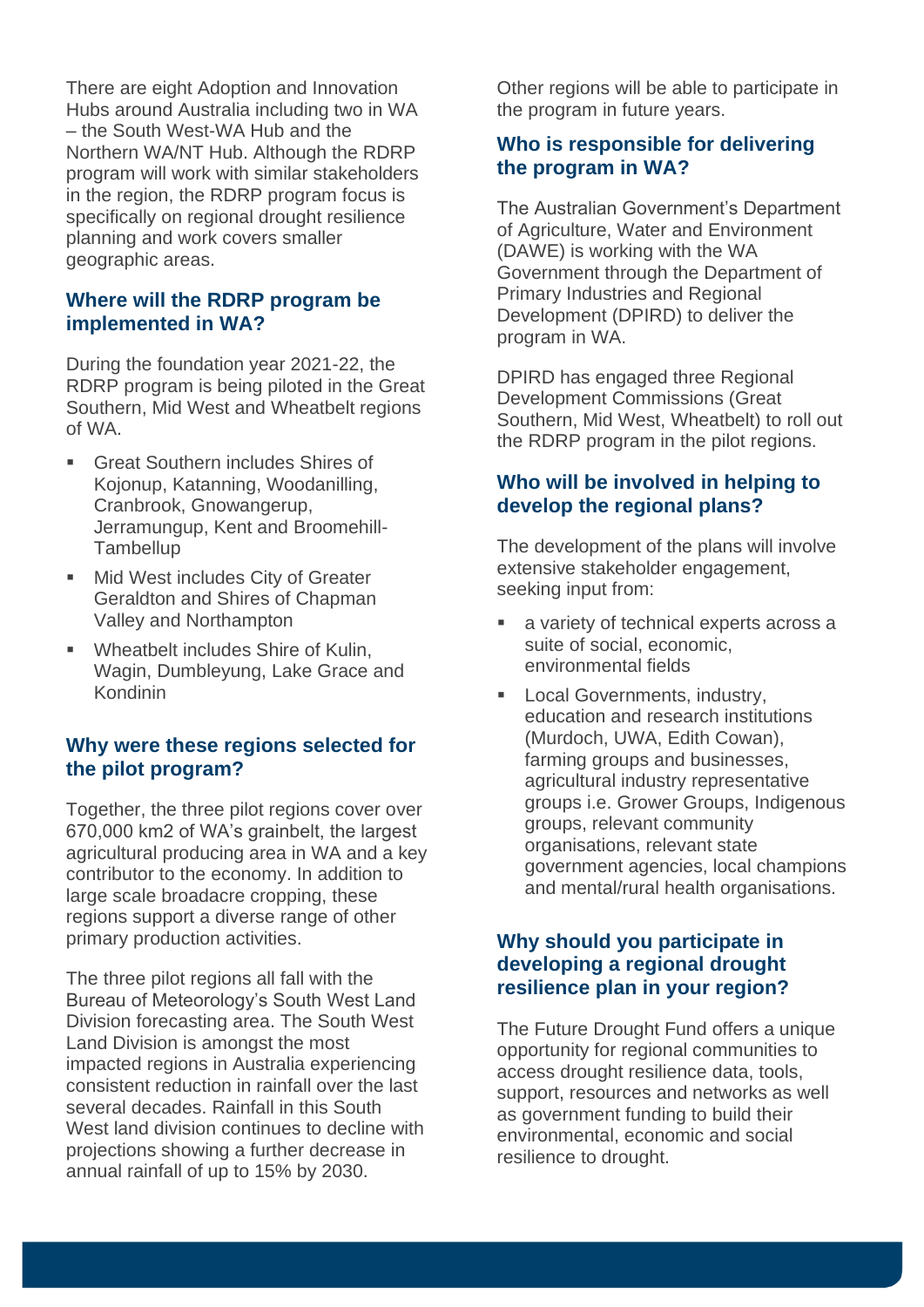There are eight Adoption and Innovation Hubs around Australia including two in WA – the South West-WA Hub and the Northern WA/NT Hub. Although the RDRP program will work with similar stakeholders in the region, the RDRP program focus is specifically on regional drought resilience planning and work covers smaller geographic areas.

## Where will the RDRP program be implemented in WA?

During the foundation year 2021-22, the RDRP program is being piloted in the Great Southern, Mid West and Wheatbelt regions of WA.

- Great Southern includes Shires of Kojonup, Katanning, Woodanilling, Cranbrook, Gnowangerup, Jerramungup, Kent and Broomehill-Tambellup
- Mid West includes City of Greater Geraldton and Shires of Chapman Valley and Northampton
- Wheatbelt includes Shire of Kulin, Wagin, Dumbleyung, Lake Grace and Kondinin

## Why were these regions selected for the pilot program?

Together, the three pilot regions cover over 670,000 km2 of WA's grainbelt, the largest agricultural producing area in WA and a key contributor to the economy. In addition to large scale broadacre cropping, these regions support a diverse range of other primary production activities.

The three pilot regions all fall with the Bureau of Meteorology's South West Land Division forecasting area. The South West Land Division is amongst the most impacted regions in Australia experiencing consistent reduction in rainfall over the last several decades. Rainfall in this South West land division continues to decline with projections showing a further decrease in annual rainfall of up to 15% by 2030.

Other regions will be able to participate in the program in future years.

## Who is responsible for delivering the program in WA?

The Australian Government's Department of Agriculture, Water and Environment (DAWE) is working with the WA Government through the Department of Primary Industries and Regional Development (DPIRD) to deliver the program in WA.

DPIRD has engaged three Regional Development Commissions (Great Southern, Mid West, Wheatbelt) to roll out the RDRP program in the pilot regions.

## Who will be involved in helping to develop the regional plans?

The development of the plans will involve extensive stakeholder engagement, seeking input from:

- a variety of technical experts across a suite of social, economic, environmental fields
- Local Governments, industry, education and research institutions (Murdoch, UWA, Edith Cowan), farming groups and businesses, agricultural industry representative groups i.e. Grower Groups, Indigenous groups, relevant community organisations, relevant state government agencies, local champions and mental/rural health organisations.

## Why should you participate in developing a regional drought resilience plan in your region?

The Future Drought Fund offers a unique opportunity for regional communities to access drought resilience data, tools, support, resources and networks as well as government funding to build their environmental, economic and social resilience to drought.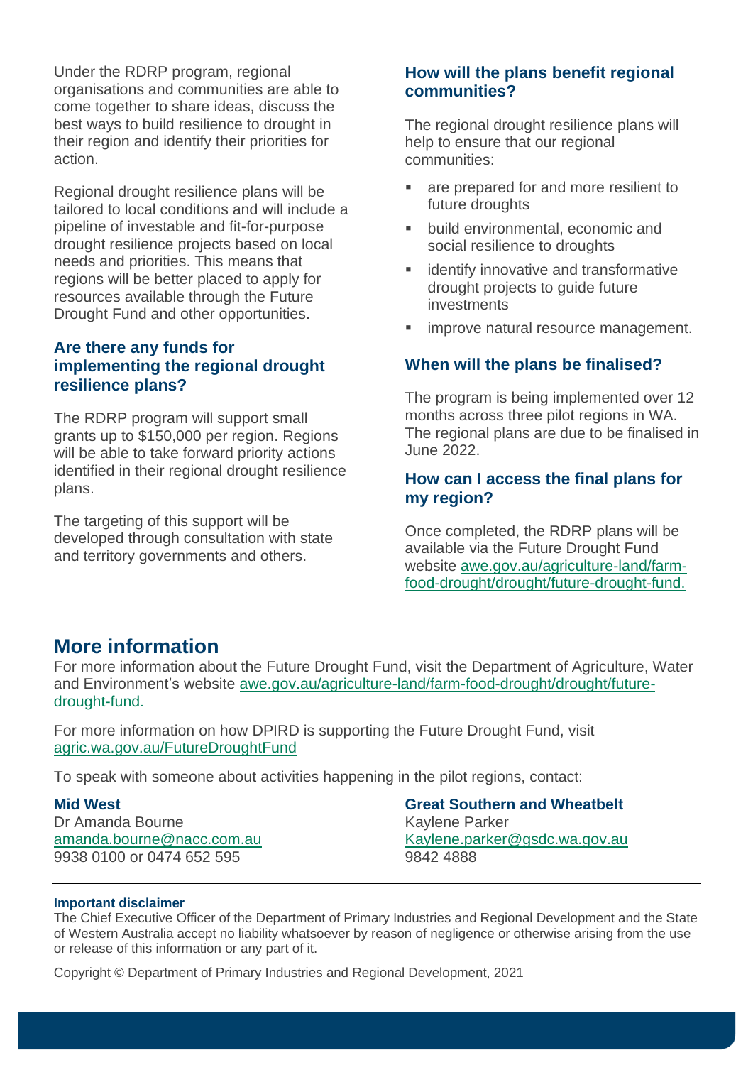Under the RDRP program, regional organisations and communities are able to come together to share ideas, discuss the best ways to build resilience to drought in their region and identify their priorities for action.

Regional drought resilience plans will be tailored to local conditions and will include a pipeline of investable and fit-for-purpose drought resilience projects based on local needs and priorities. This means that regions will be better placed to apply for resources available through the Future Drought Fund and other opportunities.

### Are there any funds for implementing the regional drought resilience plans?

The RDRP program will support small grants up to $150,000 per region. Regions will be able to take forward priority actions identified in their regional drought resilience plans.

The targeting of this support will be developed through consultation with state and territory governments and others.

### How will the plans benefit regional communities?

The regional drought resilience plans will help to ensure that our regional communities:

- are prepared for and more resilient to future droughts
- build environmental, economic and social resilience to droughts
- identify innovative and transformative drought projects to guide future investments
- improve natural resource management.

### When will the plans be finalised?

The program is being implemented over 12 months across three pilot regions in WA. The regional plans are due to be finalised in June 2022.

### How can I access the final plans for my region?

Once completed, the RDRP plans will be available via the Future Drought Fund website awe.gov.au/agriculture-land/farm-food-drought/drought/future-drought-fund.

## More information

For more information about the Future Drought Fund, visit the Department of Agriculture, Water and Environment's website awe.gov.au/agriculture-land/farm-food-drought/drought/future-drought-fund.

For more information on how DPIRD is supporting the Future Drought Fund, visit agric.wa.gov.au/FutureDroughtFund

To speak with someone about activities happening in the pilot regions, contact:

**Mid West**
Dr Amanda Bourne
amanda.bourne@nacc.com.au
9938 0100 or 0474 652 595

**Great Southern and Wheatbelt**
Kaylene Parker
Kaylene.parker@gsdc.wa.gov.au
9842 4888

**Important disclaimer**
The Chief Executive Officer of the Department of Primary Industries and Regional Development and the State of Western Australia accept no liability whatsoever by reason of negligence or otherwise arising from the use or release of this information or any part of it.

Copyright © Department of Primary Industries and Regional Development, 2021